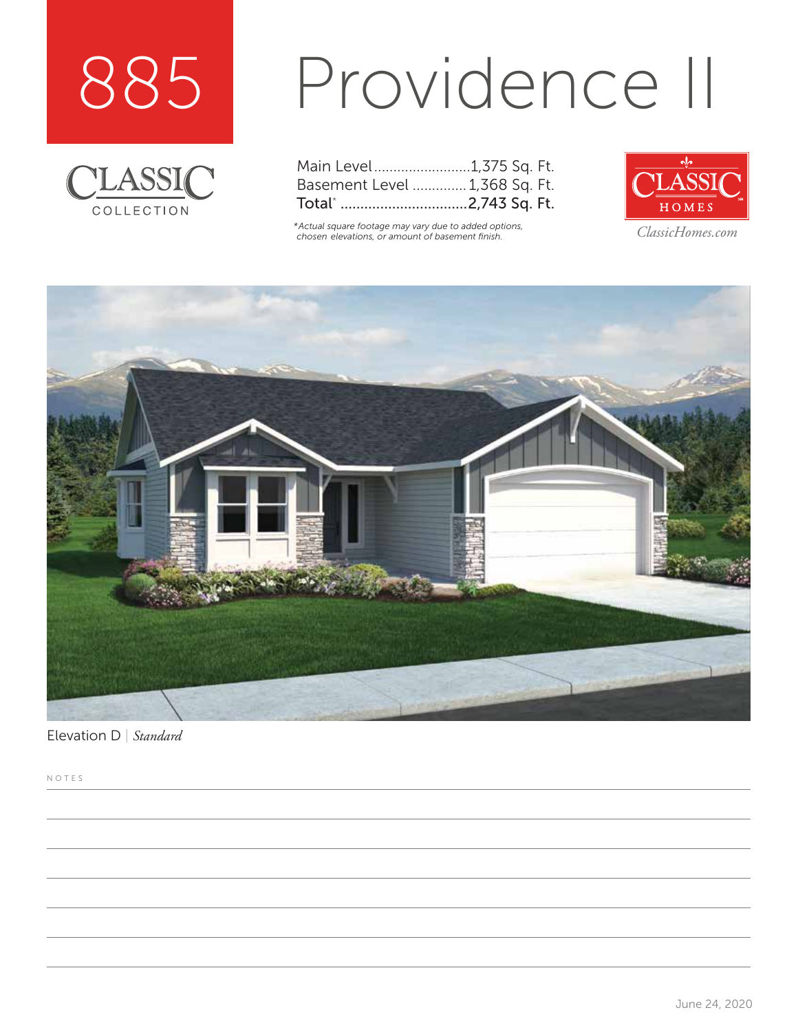# 885 Providence II

CLASSIC COLLECTION

| | |
|---|---|
| Main Level | 1,375 Sq. Ft. |
| Basement Level | 1,368 Sq. Ft. |
| Total* | 2,743 Sq. Ft. |

*\*Actual square footage may vary due to added options, chosen elevations, or amount of basement finish.*

CLASSIC HOMES

*ClassicHomes.com*

Elevation D | *Standard*

NOTES

June 24, 2020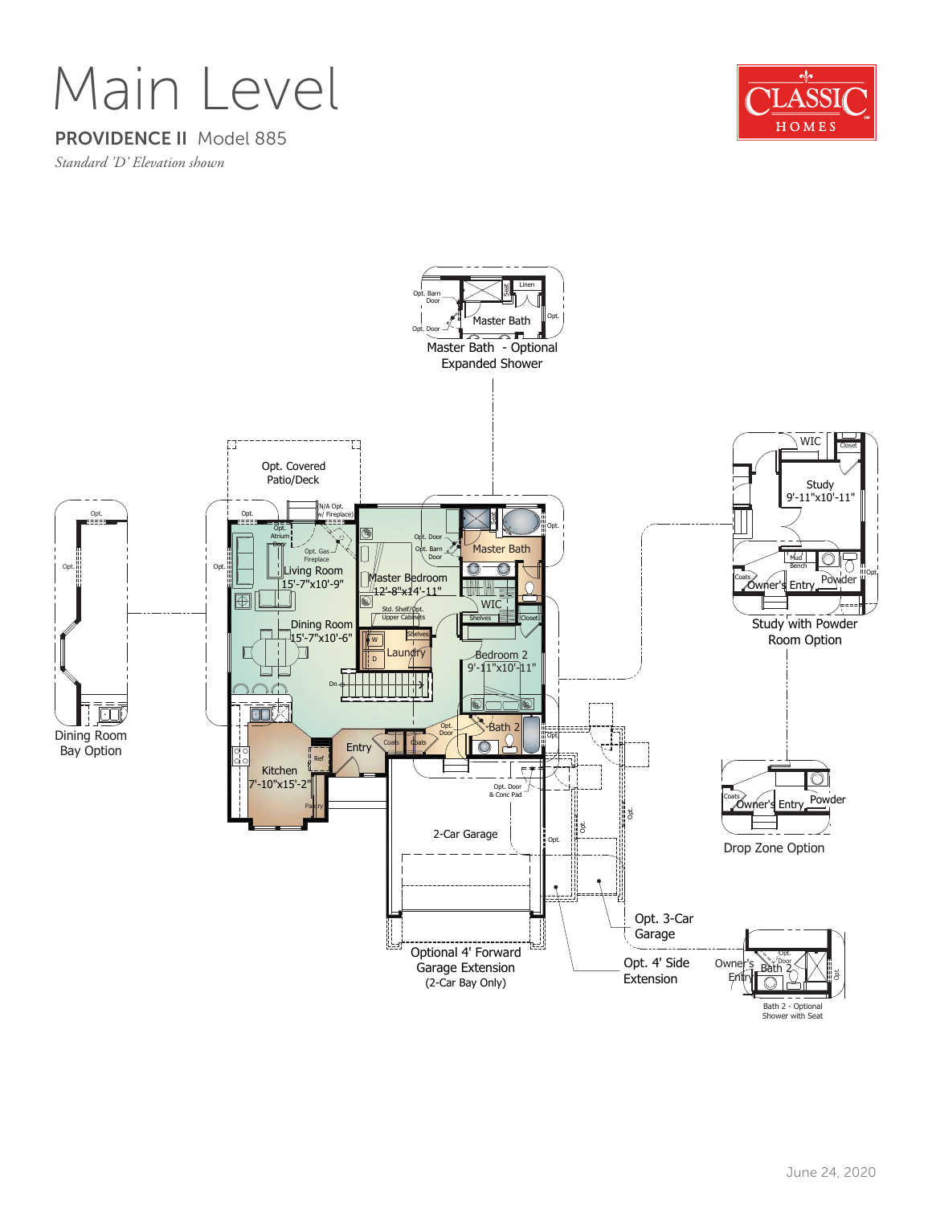# Main Level

**PROVIDENCE II** Model 885

*Standard 'D' Elevation shown*

CLASSIC HOMES

Master Bath - Optional Expanded Shower

Opt. Barn Door, Opt. Door, Seat, Linen, Master Bath, Opt.

Opt. Covered Patio/Deck

N/A Opt. w/ Fireplace

Opt. Atrium Door

Opt. Gas Fireplace

Living Room 15'-7"x10'-9"

Dining Room 15'-7"x10'-6"

Master Bedroom 12'-8"x14'-11"

Opt. Door

Opt. Barn Door

Master Bath

Std. Shelf/Opt. Upper Cabinets

WIC

Shelves

Closet

Laundry

W

D

Dn

Bedroom 2 9'-11"x10'-11"

Bath 2

Opt. Door

Coats

Entry

Ref

Pantry

Kitchen 7'-10"x15'-2"

Opt. Door & Conc Pad

2-Car Garage

Dining Room Bay Option

Study with Powder Room Option

WIC, Closet, Study 9'-11"x10'-11", Mud Bench, Coats, Owner's Entry, Powder

Drop Zone Option

Coats, Owner's Entry, Powder

Optional 4' Forward Garage Extension (2-Car Bay Only)

Opt. 3-Car Garage

Opt. 4' Side Extension

Owner's Entry

Bath 2 - Optional Shower with Seat

June 24, 2020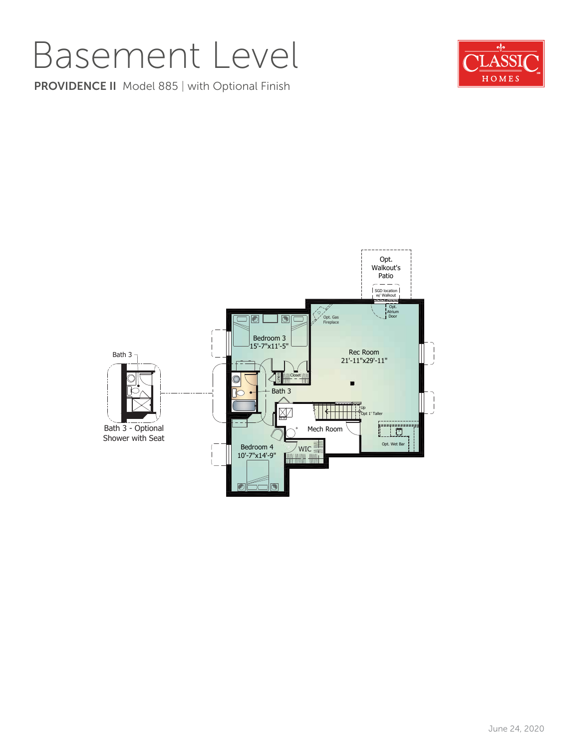# Basement Level

**PROVIDENCE II** Model 885 | with Optional Finish

CLASSIC HOMES

Opt. Walkout's Patio

SGD location w/ Walkout

Opt. Atrium Door

Opt. Gas Fireplace

Bedroom 3
15'-7"x11'-5"

Rec Room
21'-11"x29'-11"

Linen

Closet

Bath 3

Up

Opt 1' Taller

Mech Room

Opt. Wet Bar

Bedroom 4
10'-7"x14'-9"

WIC

Bath 3

Bath 3 - Optional Shower with Seat

June 24, 2020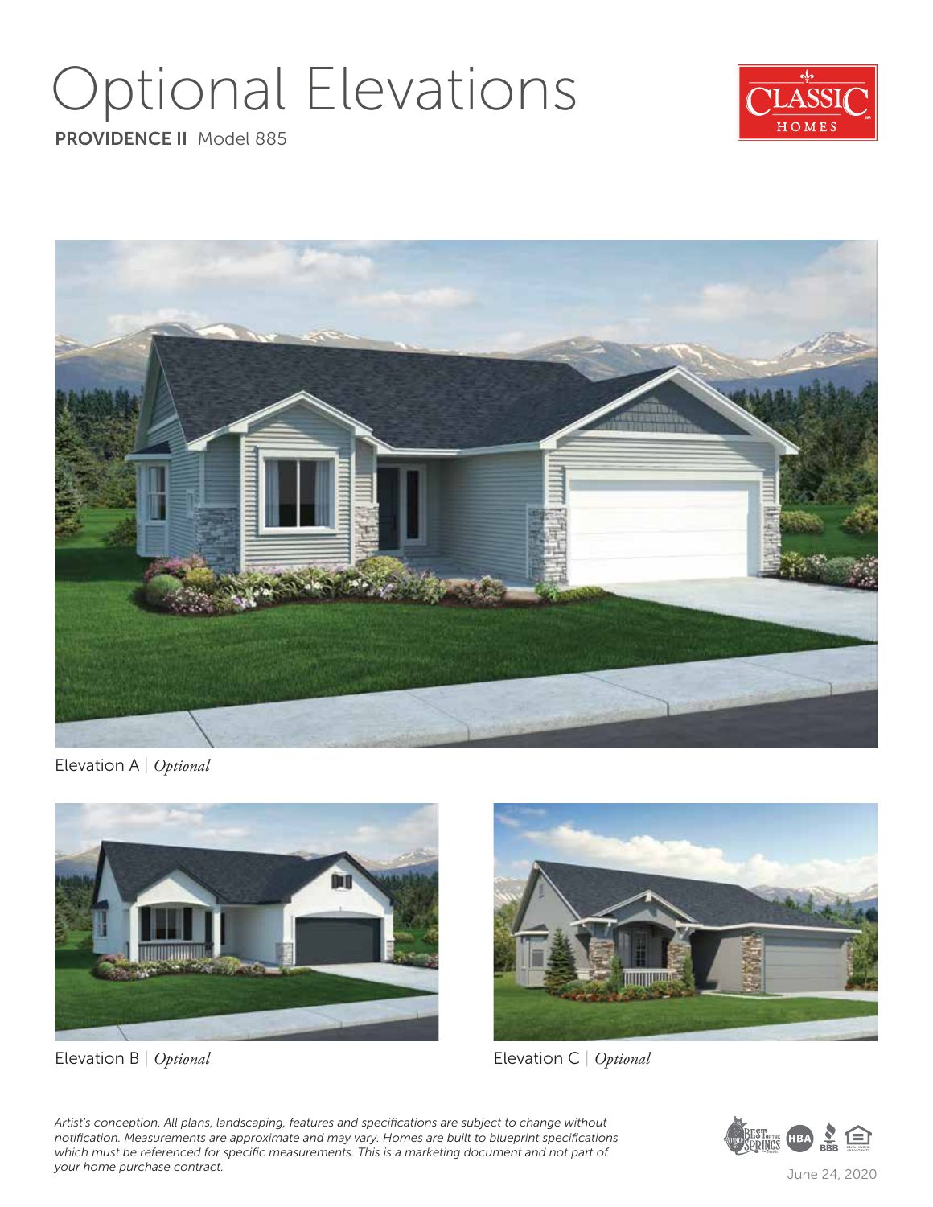# Optional Elevations

**PROVIDENCE II** Model 885

Elevation A | *Optional*

Elevation B | *Optional*

Elevation C | *Optional*

*Artist's conception. All plans, landscaping, features and specifications are subject to change without notification. Measurements are approximate and may vary. Homes are built to blueprint specifications which must be referenced for specific measurements. This is a marketing document and not part of your home purchase contract.*

June 24, 2020